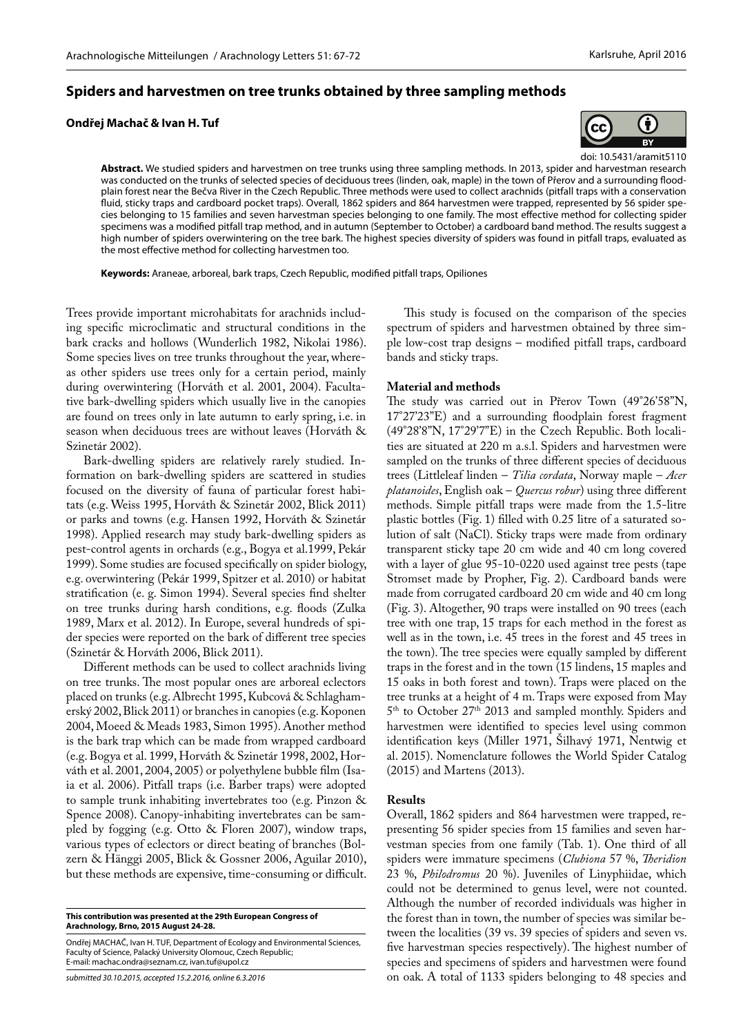# Spiders and harvestmen on tree trunks obtained by three sampling methods

**Ondřej Machač & Ivan H. Tuf**

doi: 10.5431/aramit5110

**Abstract.** We studied spiders and harvestmen on tree trunks using three sampling methods. In 2013, spider and harvestman research was conducted on the trunks of selected species of deciduous trees (linden, oak, maple) in the town of Přerov and a surrounding floodplain forest near the Bečva River in the Czech Republic. Three methods were used to collect arachnids (pitfall traps with a conservation fluid, sticky traps and cardboard pocket traps). Overall, 1862 spiders and 864 harvestmen were trapped, represented by 56 spider species belonging to 15 families and seven harvestman species belonging to one family. The most effective method for collecting spider specimens was a modified pitfall trap method, and in autumn (September to October) a cardboard band method. The results suggest a high number of spiders overwintering on the tree bark. The highest species diversity of spiders was found in pitfall traps, evaluated as the most effective method for collecting harvestmen too.

**Keywords:** Araneae, arboreal, bark traps, Czech Republic, modified pitfall traps, Opiliones

Trees provide important microhabitats for arachnids including specific microclimatic and structural conditions in the bark cracks and hollows (Wunderlich 1982, Nikolai 1986). Some species lives on tree trunks throughout the year, whereas other spiders use trees only for a certain period, mainly during overwintering (Horváth et al. 2001, 2004). Facultative bark-dwelling spiders which usually live in the canopies are found on trees only in late autumn to early spring, i.e. in season when deciduous trees are without leaves (Horváth & Szinetár 2002).

Bark-dwelling spiders are relatively rarely studied. Information on bark-dwelling spiders are scattered in studies focused on the diversity of fauna of particular forest habitats (e.g. Weiss 1995, Horváth & Szinetár 2002, Blick 2011) or parks and towns (e.g. Hansen 1992, Horváth & Szinetár 1998). Applied research may study bark-dwelling spiders as pest-control agents in orchards (e.g., Bogya et al.1999, Pekár 1999). Some studies are focused specifically on spider biology, e.g. overwintering (Pekár 1999, Spitzer et al. 2010) or habitat stratification (e. g. Simon 1994). Several species find shelter on tree trunks during harsh conditions, e.g. floods (Zulka 1989, Marx et al. 2012). In Europe, several hundreds of spider species were reported on the bark of different tree species (Szinetár & Horváth 2006, Blick 2011).

Different methods can be used to collect arachnids living on tree trunks. The most popular ones are arboreal eclectors placed on trunks (e.g. Albrecht 1995, Kubcová & Schlaghamerský 2002, Blick 2011) or branches in canopies (e.g. Koponen 2004, Moeed & Meads 1983, Simon 1995). Another method is the bark trap which can be made from wrapped cardboard (e.g. Bogya et al. 1999, Horváth & Szinetár 1998, 2002, Horváth et al. 2001, 2004, 2005) or polyethylene bubble film (Isaia et al. 2006). Pitfall traps (i.e. Barber traps) were adopted to sample trunk inhabiting invertebrates too (e.g. Pinzon & Spence 2008). Canopy-inhabiting invertebrates can be sampled by fogging (e.g. Otto & Floren 2007), window traps, various types of eclectors or direct beating of branches (Bolzern & Hänggi 2005, Blick & Gossner 2006, Aguilar 2010), but these methods are expensive, time-consuming or difficult.

**This contribution was presented at the 29th European Congress of Arachnology, Brno, 2015 August 24-28.**

Ondřej MACHAČ, Ivan H. TUF, Department of Ecology and Environmental Sciences, Faculty of Science, Palacký University Olomouc, Czech Republic;
E-mail: machac.ondra@seznam.cz, ivan.tuf@upol.cz

*submitted 30.10.2015, accepted 15.2.2016, online 6.3.2016*

This study is focused on the comparison of the species spectrum of spiders and harvestmen obtained by three simple low-cost trap designs – modified pitfall traps, cardboard bands and sticky traps.

## Material and methods

The study was carried out in Přerov Town (49°26'58"N, 17°27'23"E) and a surrounding floodplain forest fragment (49°28'8"N, 17°29'7"E) in the Czech Republic. Both localities are situated at 220 m a.s.l. Spiders and harvestmen were sampled on the trunks of three different species of deciduous trees (Littleleaf linden – *Tilia cordata*, Norway maple – *Acer platanoides*, English oak – *Quercus robur*) using three different methods. Simple pitfall traps were made from the 1.5-litre plastic bottles (Fig. 1) filled with 0.25 litre of a saturated solution of salt (NaCl). Sticky traps were made from ordinary transparent sticky tape 20 cm wide and 40 cm long covered with a layer of glue 95-10-0220 used against tree pests (tape Stromset made by Propher, Fig. 2). Cardboard bands were made from corrugated cardboard 20 cm wide and 40 cm long (Fig. 3). Altogether, 90 traps were installed on 90 trees (each tree with one trap, 15 traps for each method in the forest as well as in the town, i.e. 45 trees in the forest and 45 trees in the town). The tree species were equally sampled by different traps in the forest and in the town (15 lindens, 15 maples and 15 oaks in both forest and town). Traps were placed on the tree trunks at a height of 4 m. Traps were exposed from May 5th to October 27th 2013 and sampled monthly. Spiders and harvestmen were identified to species level using common identification keys (Miller 1971, Šilhavý 1971, Nentwig et al. 2015). Nomenclature followes the World Spider Catalog (2015) and Martens (2013).

## Results

Overall, 1862 spiders and 864 harvestmen were trapped, representing 56 spider species from 15 families and seven harvestman species from one family (Tab. 1). One third of all spiders were immature specimens (*Clubiona* 57 %, *Theridion* 23 %, *Philodromus* 20 %). Juveniles of Linyphiidae, which could not be determined to genus level, were not counted. Although the number of recorded individuals was higher in the forest than in town, the number of species was similar between the localities (39 vs. 39 species of spiders and seven vs. five harvestman species respectively). The highest number of species and specimens of spiders and harvestmen were found on oak. A total of 1133 spiders belonging to 48 species and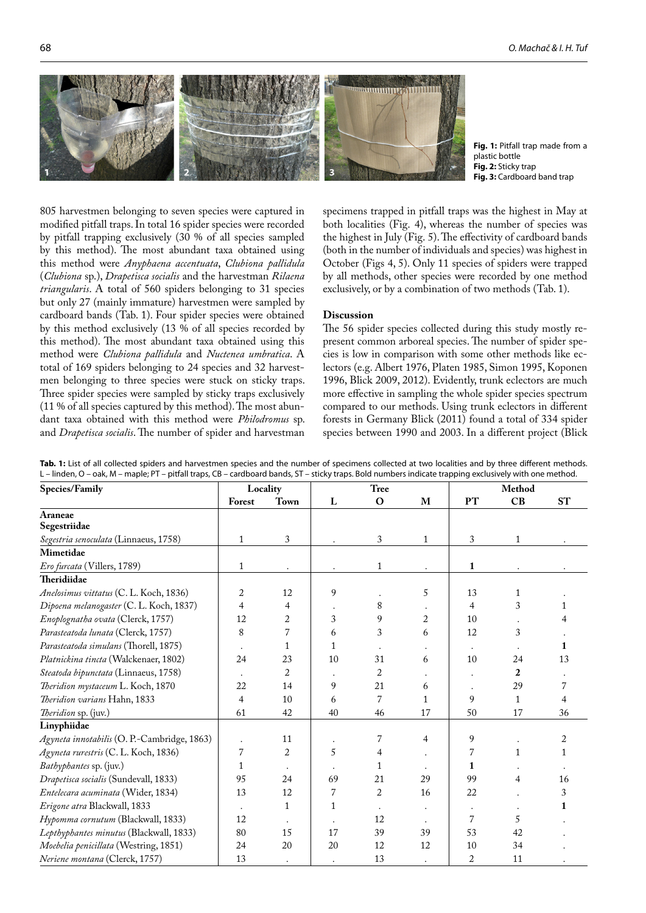**Fig. 1:** Pitfall trap made from a plastic bottle
**Fig. 2:** Sticky trap
**Fig. 3:** Cardboard band trap

805 harvestmen belonging to seven species were captured in modified pitfall traps. In total 16 spider species were recorded by pitfall trapping exclusively (30 % of all species sampled by this method). The most abundant taxa obtained using this method were *Anyphaena accentuata*, *Clubiona pallidula* (*Clubiona* sp.), *Drapetisca socialis* and the harvestman *Rilaena triangularis*. A total of 560 spiders belonging to 31 species but only 27 (mainly immature) harvestmen were sampled by cardboard bands (Tab. 1). Four spider species were obtained by this method exclusively (13 % of all species recorded by this method). The most abundant taxa obtained using this method were *Clubiona pallidula* and *Nuctenea umbratica*. A total of 169 spiders belonging to 24 species and 32 harvestmen belonging to three species were stuck on sticky traps. Three spider species were sampled by sticky traps exclusively (11 % of all species captured by this method). The most abundant taxa obtained with this method were *Philodromus* sp. and *Drapetisca socialis*. The number of spider and harvestman specimens trapped in pitfall traps was the highest in May at both localities (Fig. 4), whereas the number of species was the highest in July (Fig. 5). The effectivity of cardboard bands (both in the number of individuals and species) was highest in October (Figs 4, 5). Only 11 species of spiders were trapped by all methods, other species were recorded by one method exclusively, or by a combination of two methods (Tab. 1).

## Discussion

The 56 spider species collected during this study mostly represent common arboreal species. The number of spider species is low in comparison with some other methods like eclectors (e.g. Albert 1976, Platen 1985, Simon 1995, Koponen 1996, Blick 2009, 2012). Evidently, trunk eclectors are much more effective in sampling the whole spider species spectrum compared to our methods. Using trunk eclectors in different forests in Germany Blick (2011) found a total of 334 spider species between 1990 and 2003. In a different project (Blick

**Tab. 1:** List of all collected spiders and harvestmen species and the number of specimens collected at two localities and by three different methods. L – linden, O – oak, M – maple; PT – pitfall traps, CB – cardboard bands, ST – sticky traps. Bold numbers indicate trapping exclusively with one method.

| Species/Family | Locality | | Tree | | | Method | | |
|---|---|---|---|---|---|---|---|---|
| | Forest | Town | L | O | M | PT | CB | ST |
| **Araneae** | | | | | | | | |
| **Segestriidae** | | | | | | | | |
| *Segestria senoculata* (Linnaeus, 1758) | 1 | 3 | . | 3 | 1 | 3 | 1 | . |
| **Mimetidae** | | | | | | | | |
| *Ero furcata* (Villers, 1789) | 1 | . | . | 1 | . | **1** | . | . |
| **Theridiidae** | | | | | | | | |
| *Anelosimus vittatus* (C. L. Koch, 1836) | 2 | 12 | 9 | . | 5 | 13 | 1 | . |
| *Dipoena melanogaster* (C. L. Koch, 1837) | 4 | 4 | . | 8 | . | 4 | 3 | 1 |
| *Enoplognatha ovata* (Clerck, 1757) | 12 | 2 | 3 | 9 | 2 | 10 | . | 4 |
| *Parasteatoda lunata* (Clerck, 1757) | 8 | 7 | 6 | 3 | 6 | 12 | 3 | . |
| *Parasteatoda simulans* (Thorell, 1875) | . | 1 | 1 | . | . | . | . | **1** |
| *Platnickina tincta* (Walckenaer, 1802) | 24 | 23 | 10 | 31 | 6 | 10 | 24 | 13 |
| *Steatoda bipunctata* (Linnaeus, 1758) | . | 2 | . | 2 | . | . | **2** | . |
| *Theridion mystaceum* L. Koch, 1870 | 22 | 14 | 9 | 21 | 6 | . | 29 | 7 |
| *Theridion varians* Hahn, 1833 | 4 | 10 | 6 | 7 | 1 | 9 | 1 | 4 |
| *Theridion* sp. (juv.) | 61 | 42 | 40 | 46 | 17 | 50 | 17 | 36 |
| **Linyphiidae** | | | | | | | | |
| *Agyneta innotabilis* (O. P.-Cambridge, 1863) | . | 11 | . | 7 | 4 | 9 | . | 2 |
| *Agyneta rurestris* (C. L. Koch, 1836) | 7 | 2 | 5 | 4 | . | 7 | 1 | 1 |
| *Bathyphantes* sp. (juv.) | 1 | . | . | 1 | . | **1** | . | . |
| *Drapetisca socialis* (Sundevall, 1833) | 95 | 24 | 69 | 21 | 29 | 99 | 4 | 16 |
| *Entelecara acuminata* (Wider, 1834) | 13 | 12 | 7 | 2 | 16 | 22 | . | 3 |
| *Erigone atra* Blackwall, 1833 | . | 1 | 1 | . | . | . | . | **1** |
| *Hypomma cornutum* (Blackwall, 1833) | 12 | . | . | 12 | . | 7 | 5 | . |
| *Lepthyphantes minutus* (Blackwall, 1833) | 80 | 15 | 17 | 39 | 39 | 53 | 42 | . |
| *Moebelia penicillata* (Westring, 1851) | 24 | 20 | 20 | 12 | 12 | 10 | 34 | . |
| *Neriene montana* (Clerck, 1757) | 13 | . | . | 13 | . | 2 | 11 | . |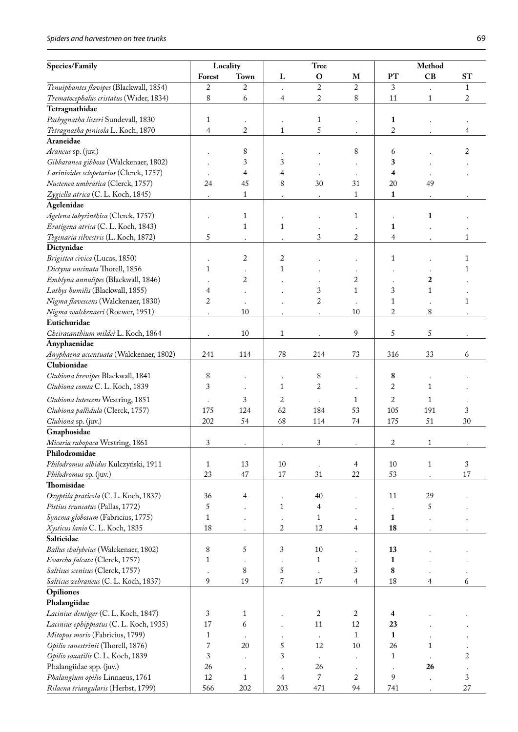| Species/Family | Locality | | Tree | | | Method | | |
|---|---|---|---|---|---|---|---|---|
| | Forest | Town | L | O | M | PT | CB | ST |
| *Tenuiphantes flavipes* (Blackwall, 1854) | 2 | 2 | . | 2 | 2 | 3 | . | 1 |
| *Trematocephalus cristatus* (Wider, 1834) | 8 | 6 | 4 | 2 | 8 | 11 | 1 | 2 |
| **Tetragnathidae** | | | | | | | | |
| *Pachygnatha listeri* Sundevall, 1830 | 1 | . | . | 1 | . | **1** | . | . |
| *Tetragnatha pinicola* L. Koch, 1870 | 4 | 2 | 1 | 5 | . | 2 | . | 4 |
| **Araneidae** | | | | | | | | |
| *Araneus* sp. (juv.) | . | 8 | . | . | 8 | 6 | . | 2 |
| *Gibbaranea gibbosa* (Walckenaer, 1802) | . | 3 | 3 | . | . | **3** | . | . |
| *Larinioides sclopetarius* (Clerck, 1757) | . | 4 | 4 | . | . | **4** | . | . |
| *Nuctenea umbratica* (Clerck, 1757) | 24 | 45 | 8 | 30 | 31 | 20 | 49 | |
| *Zygiella atrica* (C. L. Koch, 1845) | . | 1 | . | . | 1 | **1** | . | . |
| **Agelenidae** | | | | | | | | |
| *Agelena labyrinthica* (Clerck, 1757) | . | 1 | . | . | 1 | . | **1** | . |
| *Eratigena atrica* (C. L. Koch, 1843) | | 1 | 1 | . | . | **1** | . | . |
| *Tegenaria silvestris* (L. Koch, 1872) | 5 | . | . | 3 | 2 | 4 | . | 1 |
| **Dictynidae** | | | | | | | | |
| *Brigittea civica* (Lucas, 1850) | . | 2 | 2 | . | . | 1 | . | 1 |
| *Dictyna uncinata* Thorell, 1856 | 1 | . | 1 | . | . | . | . | 1 |
| *Emblyna annulipes* (Blackwall, 1846) | . | 2 | . | . | 2 | . | **2** | . |
| *Lathys humilis* (Blackwall, 1855) | 4 | . | . | 3 | 1 | 3 | 1 | . |
| *Nigma flavescens* (Walckenaer, 1830) | 2 | . | . | 2 | . | 1 | . | 1 |
| *Nigma walckenaeri* (Roewer, 1951) | . | 10 | . | . | 10 | 2 | 8 | . |
| **Eutichuridae** | | | | | | | | |
| *Cheiracanthium mildei* L. Koch, 1864 | . | 10 | 1 | . | 9 | 5 | 5 | . |
| **Anyphaenidae** | | | | | | | | |
| *Anyphaena accentuata* (Walckenaer, 1802) | 241 | 114 | 78 | 214 | 73 | 316 | 33 | 6 |
| **Clubionidae** | | | | | | | | |
| *Clubiona brevipes* Blackwall, 1841 | 8 | . | . | 8 | . | **8** | . | . |
| *Clubiona comta* C. L. Koch, 1839 | 3 | . | 1 | 2 | . | 2 | 1 | . |
| *Clubiona lutescens* Westring, 1851 | . | 3 | 2 | . | 1 | 2 | 1 | . |
| *Clubiona pallidula* (Clerck, 1757) | 175 | 124 | 62 | 184 | 53 | 105 | 191 | 3 |
| *Clubiona* sp. (juv.) | 202 | 54 | 68 | 114 | 74 | 175 | 51 | 30 |
| **Gnaphosidae** | | | | | | | | |
| *Micaria subopaca* Westring, 1861 | 3 | . | . | 3 | . | 2 | 1 | . |
| **Philodromidae** | | | | | | | | |
| *Philodromus albidus* Kulczyński, 1911 | 1 | 13 | 10 | . | 4 | 10 | 1 | 3 |
| *Philodromus* sp. (juv.) | 23 | 47 | 17 | 31 | 22 | 53 | . | 17 |
| **Thomisidae** | | | | | | | | |
| *Ozyptila praticola* (C. L. Koch, 1837) | 36 | 4 | . | 40 | . | 11 | 29 | . |
| *Pistius truncatus* (Pallas, 1772) | 5 | . | 1 | 4 | . | . | 5 | . |
| *Synema globosum* (Fabricius, 1775) | 1 | . | . | 1 | . | **1** | . | . |
| *Xysticus lanio* C. L. Koch, 1835 | 18 | . | 2 | 12 | 4 | **18** | . | . |
| **Salticidae** | | | | | | | | |
| *Ballus chalybeius* (Walckenaer, 1802) | 8 | 5 | 3 | 10 | . | **13** | . | . |
| *Evarcha falcata* (Clerck, 1757) | 1 | . | . | 1 | . | **1** | . | . |
| *Salticus scenicus* (Clerck, 1757) | . | 8 | 5 | . | 3 | **8** | . | . |
| *Salticus zebraneus* (C. L. Koch, 1837) | 9 | 19 | 7 | 17 | 4 | 18 | 4 | 6 |
| **Opiliones** | | | | | | | | |
| **Phalangiidae** | | | | | | | | |
| *Lacinius dentiger* (C. L. Koch, 1847) | 3 | 1 | . | 2 | 2 | **4** | . | . |
| *Lacinius ephippiatus* (C. L. Koch, 1935) | 17 | 6 | . | 11 | 12 | **23** | . | . |
| *Mitopus morio* (Fabricius, 1799) | 1 | . | . | . | 1 | **1** | . | . |
| *Opilio canestrinii* (Thorell, 1876) | 7 | 20 | 5 | 12 | 10 | 26 | 1 | . |
| *Opilio saxatilis* C. L. Koch, 1839 | 3 | . | 3 | . | . | 1 | . | 2 |
| Phalangiidae spp. (juv.) | 26 | . | . | 26 | . | . | **26** | . |
| *Phalangium opilio* Linnaeus, 1761 | 12 | 1 | 4 | 7 | 2 | 9 | . | 3 |
| *Rilaena triangularis* (Herbst, 1799) | 566 | 202 | 203 | 471 | 94 | 741 | . | 27 |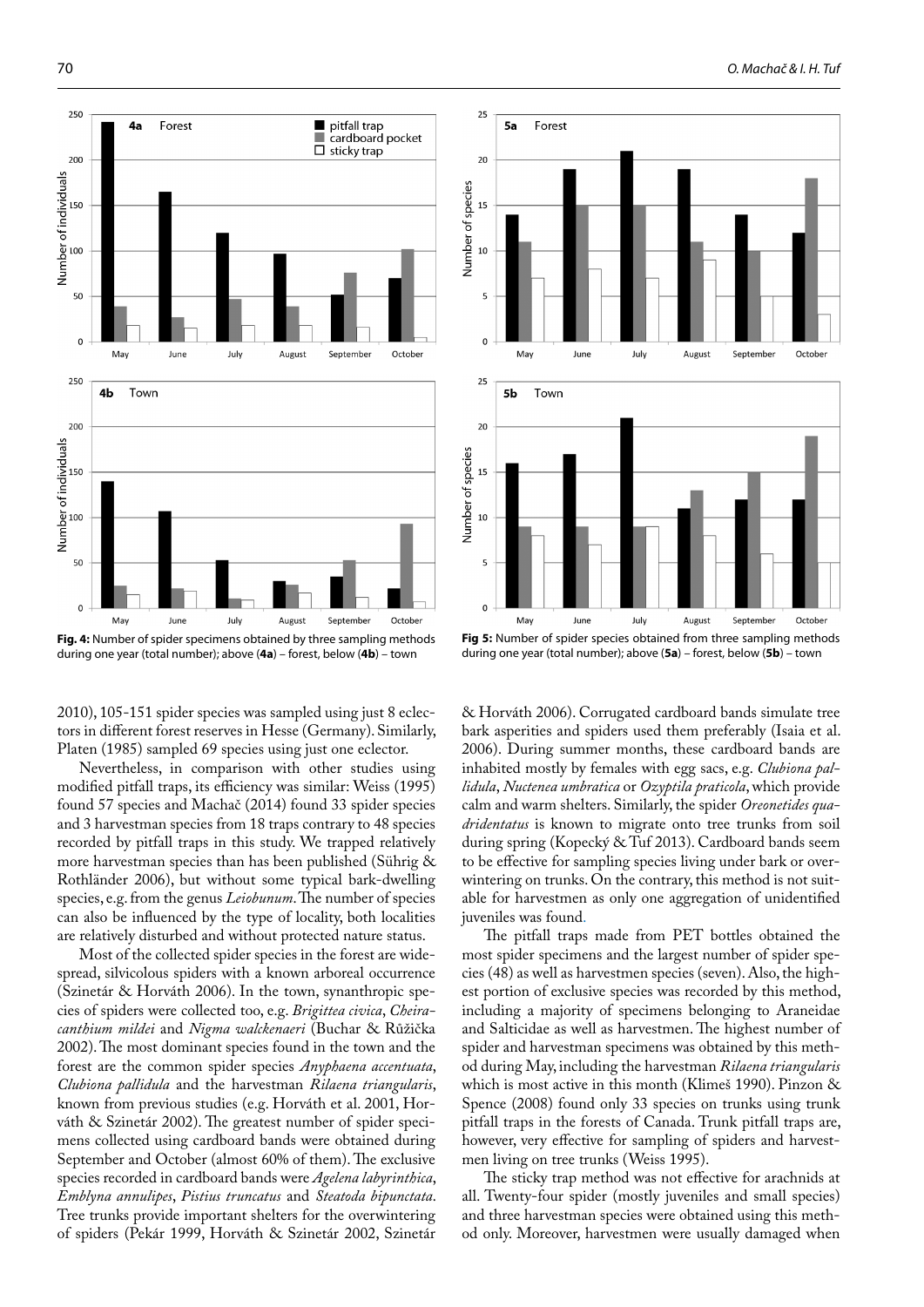Fig. 4: Number of spider specimens obtained by three sampling methods during one year (total number); above (**4a**) – forest, below (**4b**) – town

Fig 5: Number of spider species obtained from three sampling methods during one year (total number); above (**5a**) – forest, below (**5b**) – town

2010), 105-151 spider species was sampled using just 8 eclectors in different forest reserves in Hesse (Germany). Similarly, Platen (1985) sampled 69 species using just one eclector.

Nevertheless, in comparison with other studies using modified pitfall traps, its efficiency was similar: Weiss (1995) found 57 species and Machač (2014) found 33 spider species and 3 harvestman species from 18 traps contrary to 48 species recorded by pitfall traps in this study. We trapped relatively more harvestman species than has been published (Sührig & Rothländer 2006), but without some typical bark-dwelling species, e.g. from the genus *Leiobunum*. The number of species can also be influenced by the type of locality, both localities are relatively disturbed and without protected nature status.

Most of the collected spider species in the forest are widespread, silvicolous spiders with a known arboreal occurrence (Szinetár & Horváth 2006). In the town, synanthropic species of spiders were collected too, e.g. *Brigittea civica*, *Cheiracanthium mildei* and *Nigma walckenaeri* (Buchar & Růžička 2002). The most dominant species found in the town and the forest are the common spider species *Anyphaena accentuata*, *Clubiona pallidula* and the harvestman *Rilaena triangularis*, known from previous studies (e.g. Horváth et al. 2001, Horváth & Szinetár 2002). The greatest number of spider specimens collected using cardboard bands were obtained during September and October (almost 60% of them). The exclusive species recorded in cardboard bands were *Agelena labyrinthica*, *Emblyna annulipes*, *Pistius truncatus* and *Steatoda bipunctata*. Tree trunks provide important shelters for the overwintering of spiders (Pekár 1999, Horváth & Szinetár 2002, Szinetár & Horváth 2006). Corrugated cardboard bands simulate tree bark asperities and spiders used them preferably (Isaia et al. 2006). During summer months, these cardboard bands are inhabited mostly by females with egg sacs, e.g. *Clubiona pallidula*, *Nuctenea umbratica* or *Ozyptila praticola*, which provide calm and warm shelters. Similarly, the spider *Oreonetides quadridentatus* is known to migrate onto tree trunks from soil during spring (Kopecký & Tuf 2013). Cardboard bands seem to be effective for sampling species living under bark or overwintering on trunks. On the contrary, this method is not suitable for harvestmen as only one aggregation of unidentified juveniles was found.

The pitfall traps made from PET bottles obtained the most spider specimens and the largest number of spider species (48) as well as harvestmen species (seven). Also, the highest portion of exclusive species was recorded by this method, including a majority of specimens belonging to Araneidae and Salticidae as well as harvestmen. The highest number of spider and harvestman specimens was obtained by this method during May, including the harvestman *Rilaena triangularis* which is most active in this month (Klimeš 1990). Pinzon & Spence (2008) found only 33 species on trunks using trunk pitfall traps in the forests of Canada. Trunk pitfall traps are, however, very effective for sampling of spiders and harvestmen living on tree trunks (Weiss 1995).

The sticky trap method was not effective for arachnids at all. Twenty-four spider (mostly juveniles and small species) and three harvestman species were obtained using this method only. Moreover, harvestmen were usually damaged when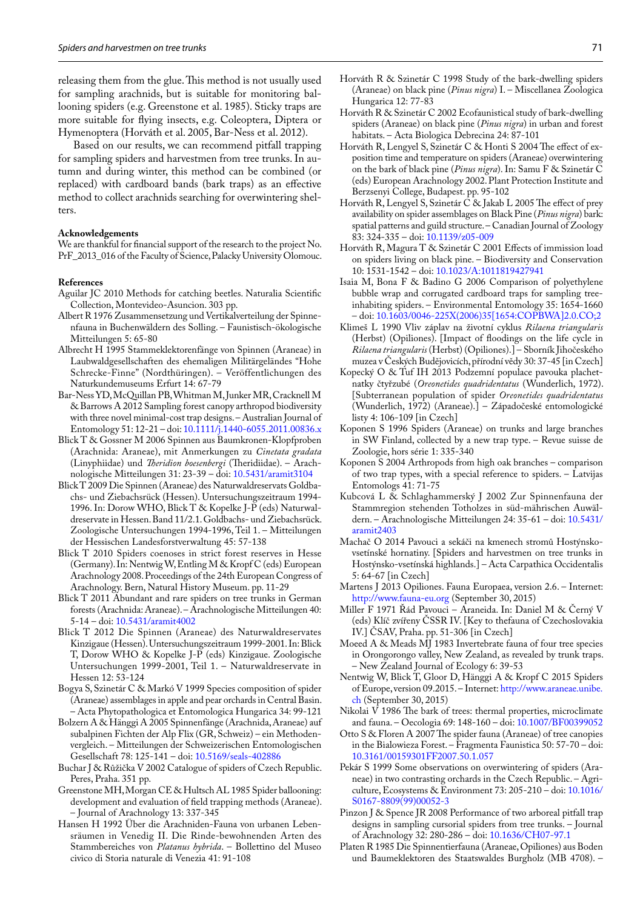releasing them from the glue. This method is not usually used for sampling arachnids, but is suitable for monitoring ballooning spiders (e.g. Greenstone et al. 1985). Sticky traps are more suitable for flying insects, e.g. Coleoptera, Diptera or Hymenoptera (Horváth et al. 2005, Bar-Ness et al. 2012).

Based on our results, we can recommend pitfall trapping for sampling spiders and harvestmen from tree trunks. In autumn and during winter, this method can be combined (or replaced) with cardboard bands (bark traps) as an effective method to collect arachnids searching for overwintering shelters.

#### Acknowledgements

We are thankful for financial support of the research to the project No. PrF_2013_016 of the Faculty of Science, Palacky University Olomouc.

#### References

Aguilar JC 2010 Methods for catching beetles. Naturalia Scientific Collection, Montevideo-Asuncion. 303 pp.

Albert R 1976 Zusammensetzung und Vertikalverteilung der Spinnenfauna in Buchenwäldern des Solling. – Faunistisch-ökologische Mitteilungen 5: 65-80

Albrecht H 1995 Stammeklektorenfänge von Spinnen (Araneae) in Laubwaldgesellschaften des ehemaligen Militärgeländes "Hohe Schrecke-Finne" (Nordthüringen). – Veröffentlichungen des Naturkundemuseums Erfurt 14: 67-79

Bar-Ness YD, McQuillan PB, Whitman M, Junker MR, Cracknell M & Barrows A 2012 Sampling forest canopy arthropod biodiversity with three novel minimal-cost trap designs. – Australian Journal of Entomology 51: 12-21 – doi: 10.1111/j.1440-6055.2011.00836.x

Blick T & Gossner M 2006 Spinnen aus Baumkronen-Klopfproben (Arachnida: Araneae), mit Anmerkungen zu *Cinetata gradata* (Linyphiidae) und *Theridion boesenbergi* (Theridiidae). – Arachnologische Mitteilungen 31: 23-39 – doi: 10.5431/aramit3104

Blick T 2009 Die Spinnen (Araneae) des Naturwaldreservats Goldbachs- und Ziebachsrück (Hessen). Untersuchungszeitraum 1994-1996. In: Dorow WHO, Blick T & Kopelke J-P (eds) Naturwaldreservate in Hessen. Band 11/2.1. Goldbachs- und Ziebachsrück. Zoologische Untersuchungen 1994-1996, Teil 1. – Mitteilungen der Hessischen Landesforstverwaltung 45: 57-138

Blick T 2010 Spiders coenoses in strict forest reserves in Hesse (Germany). In: Nentwig W, Entling M & Kropf C (eds) European Arachnology 2008. Proceedings of the 24th European Congress of Arachnology. Bern, Natural History Museum. pp. 11-29

Blick T 2011 Abundant and rare spiders on tree trunks in German forests (Arachnida: Araneae). – Arachnologische Mitteilungen 40: 5-14 – doi: 10.5431/aramit4002

Blick T 2012 Die Spinnen (Araneae) des Naturwaldreservates Kinzigaue (Hessen). Untersuchungszeitraum 1999-2001. In: Blick T, Dorow WHO & Kopelke J-P (eds) Kinzigaue. Zoologische Untersuchungen 1999-2001, Teil 1. – Naturwaldreservate in Hessen 12: 53-124

Bogya S, Szinetár C & Markó V 1999 Species composition of spider (Araneae) assemblages in apple and pear orchards in Central Basin. – Acta Phytopathologica et Entomologica Hungarica 34: 99-121

Bolzern A & Hänggi A 2005 Spinnenfänge (Arachnida, Araneae) auf subalpinen Fichten der Alp Flix (GR, Schweiz) – ein Methodenvergleich. – Mitteilungen der Schweizerischen Entomologischen Gesellschaft 78: 125-141 – doi: 10.5169/seals-402886

Buchar J & Růžička V 2002 Catalogue of spiders of Czech Republic. Peres, Praha. 351 pp.

Greenstone MH, Morgan CE & Hultsch AL 1985 Spider ballooning: development and evaluation of field trapping methods (Araneae). – Journal of Arachnology 13: 337-345

Hansen H 1992 Über die Arachniden-Fauna von urbanen Lebensräumen in Venedig II. Die Rinde-bewohnenden Arten des Stammbereiches von *Platanus hybrida*. – Bollettino del Museo civico di Storia naturale di Venezia 41: 91-108

Horváth R & Szinetár C 1998 Study of the bark-dwelling spiders (Araneae) on black pine (*Pinus nigra*) I. – Miscellanea Zoologica Hungarica 12: 77-83

Horváth R & Szinetár C 2002 Ecofaunistical study of bark-dwelling spiders (Araneae) on black pine (*Pinus nigra*) in urban and forest habitats. – Acta Biologica Debrecina 24: 87-101

Horváth R, Lengyel S, Szinetár C & Honti S 2004 The effect of exposition time and temperature on spiders (Araneae) overwintering on the bark of black pine (*Pinus nigra*). In: Samu F & Szinetár C (eds) European Arachnology 2002. Plant Protection Institute and Berzsenyi College, Budapest. pp. 95-102

Horváth R, Lengyel S, Szinetár C & Jakab L 2005 The effect of prey availability on spider assemblages on Black Pine (*Pinus nigra*) bark: spatial patterns and guild structure. – Canadian Journal of Zoology 83: 324-335 – doi: 10.1139/z05-009

Horváth R, Magura T & Szinetár C 2001 Effects of immission load on spiders living on black pine. – Biodiversity and Conservation 10: 1531-1542 – doi: 10.1023/A:1011819427941

Isaia M, Bona F & Badino G 2006 Comparison of polyethylene bubble wrap and corrugated cardboard traps for sampling tree-inhabiting spiders. – Environmental Entomology 35: 1654-1660 – doi: 10.1603/0046-225X(2006)35[1654:COPBWA]2.0.CO;2

Klimeš L 1990 Vliv záplav na životní cyklus *Rilaena triangularis* (Herbst) (Opiliones). [Impact of floodings on the life cycle in *Rilaena triangularis* (Herbst) (Opiliones).] – Sborník Jihočeského muzea v Českých Budějovicích, přírodní vědy 30: 37-45 [in Czech]

Kopecký O & Tuf IH 2013 Podzemní populace pavouka plachetnatky čtyřzubé (*Oreonetides quadridentatus* (Wunderlich, 1972). [Subterranean population of spider *Oreonetides quadridentatus* (Wunderlich, 1972) (Araneae).] – Západočeské entomologické listy 4: 106-109 [in Czech]

Koponen S 1996 Spiders (Araneae) on trunks and large branches in SW Finland, collected by a new trap type. – Revue suisse de Zoologie, hors série 1: 335-340

Koponen S 2004 Arthropods from high oak branches – comparison of two trap types, with a special reference to spiders. – Latvijas Entomologs 41: 71-75

Kubcová L & Schlaghammerský J 2002 Zur Spinnenfauna der Stammregion stehenden Totholzes in süd-mährischen Auwäldern. – Arachnologische Mitteilungen 24: 35-61 – doi: 10.5431/aramit2403

Machač O 2014 Pavouci a sekáči na kmenech stromů Hostýnsko-vsetínské hornatiny. [Spiders and harvestmen on tree trunks in Hostýnsko-vsetínská highlands.] – Acta Carpathica Occidentalis 5: 64-67 [in Czech]

Martens J 2013 Opiliones. Fauna Europaea, version 2.6. – Internet: http://www.fauna-eu.org (September 30, 2015)

Miller F 1971 Řád Pavouci – Araneida. In: Daniel M & Černý V (eds) Klíč zvířeny ČSSR IV. [Key to thefauna of Czechoslovakia IV.] ČSAV, Praha. pp. 51-306 [in Czech]

Moeed A & Meads MJ 1983 Invertebrate fauna of four tree species in Orongorongo valley, New Zealand, as revealed by trunk traps. – New Zealand Journal of Ecology 6: 39-53

Nentwig W, Blick T, Gloor D, Hänggi A & Kropf C 2015 Spiders of Europe, version 09.2015. – Internet: http://www.araneae.unibe.ch (September 30, 2015)

Nikolai V 1986 The bark of trees: thermal properties, microclimate and fauna. – Oecologia 69: 148-160 – doi: 10.1007/BF00399052

Otto S & Floren A 2007 The spider fauna (Araneae) of tree canopies in the Bialowieza Forest. – Fragmenta Faunistica 50: 57-70 – doi: 10.3161/00159301FF2007.50.1.057

Pekár S 1999 Some observations on overwintering of spiders (Araneae) in two contrasting orchards in the Czech Republic. – Agriculture, Ecosystems & Environment 73: 205-210 – doi: 10.1016/S0167-8809(99)00052-3

Pinzon J & Spence JR 2008 Performance of two arboreal pitfall trap designs in sampling cursorial spiders from tree trunks. – Journal of Arachnology 32: 280-286 – doi: 10.1636/CH07-97.1

Platen R 1985 Die Spinnentierfauna (Araneae, Opiliones) aus Boden und Baumeklektoren des Staatswaldes Burgholz (MB 4708). –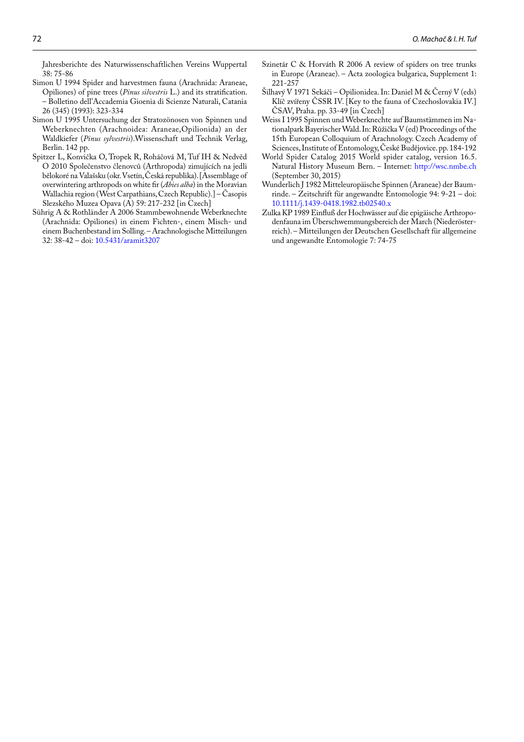Jahresberichte des Naturwissenschaftlichen Vereins Wuppertal 38: 75-86

Simon U 1994 Spider and harvestmen fauna (Arachnida: Araneae, Opiliones) of pine trees (*Pinus silvestris* L.) and its stratification. – Bolletino dell'Accademia Gioenia di Scienze Naturali, Catania 26 (345) (1993): 323-334

Simon U 1995 Untersuchung der Stratozönosen von Spinnen und Weberknechten (Arachnoidea: Araneae,Opilionida) an der Waldkiefer (*Pinus sylvestris*).Wissenschaft und Technik Verlag, Berlin. 142 pp.

Spitzer L, Konvička O, Tropek R, Roháčová M, Tuf IH & Nedvěd O 2010 Společenstvo členovců (Arthropoda) zimujících na jedli bělokoré na Valašsku (okr. Vsetín, Česká republika). [Assemblage of overwintering arthropods on white fir (*Abies alba*) in the Moravian Wallachia region (West Carpathians, Czech Republic).] – Časopis Slezského Muzea Opava (A) 59: 217-232 [in Czech]

Sührig A & Rothländer A 2006 Stammbewohnende Weberknechte (Arachnida: Opiliones) in einem Fichten-, einem Misch- und einem Buchenbestand im Solling. – Arachnologische Mitteilungen 32: 38-42 – doi: 10.5431/aramit3207

Szinetár C & Horváth R 2006 A review of spiders on tree trunks in Europe (Araneae). – Acta zoologica bulgarica, Supplement 1: 221-257

Šilhavý V 1971 Sekáči – Opilionidea. In: Daniel M & Černý V (eds) Klíč zvířeny ČSSR IV. [Key to the fauna of Czechoslovakia IV.] ČSAV, Praha. pp. 33-49 [in Czech]

Weiss I 1995 Spinnen und Weberknechte auf Baumstämmen im Nationalpark Bayerischer Wald. In: Růžička V (ed) Proceedings of the 15th European Colloquium of Arachnology. Czech Academy of Sciences, Institute of Entomology, České Budějovice. pp. 184-192

World Spider Catalog 2015 World spider catalog, version 16.5. Natural History Museum Bern. – Internet: http://wsc.nmbe.ch (September 30, 2015)

Wunderlich J 1982 Mitteleuropäische Spinnen (Araneae) der Baumrinde. – Zeitschrift für angewandte Entomologie 94: 9-21 – doi: 10.1111/j.1439-0418.1982.tb02540.x

Zulka KP 1989 Einfluß der Hochwässer auf die epigäische Arthropodenfauna im Überschwemmungsbereich der March (Niederösterreich). – Mitteilungen der Deutschen Gesellschaft für allgemeine und angewandte Entomologie 7: 74-75